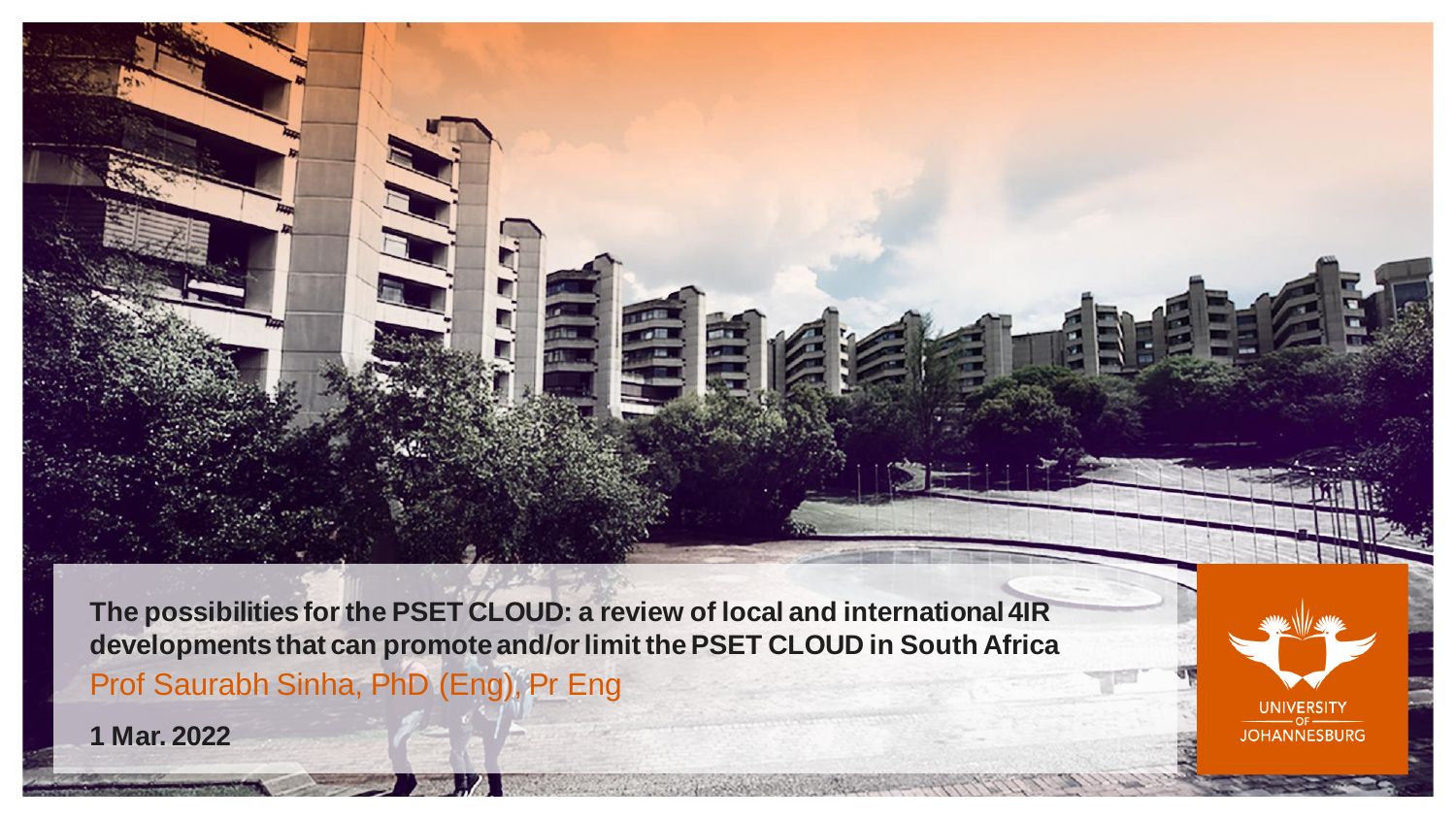**The possibilities for the PSET CLOUD: a review of local and international 4IR developments that can promote and/or limit the PSET CLOUD in South Africa**

Prof Saurabh Sinha, PhD (Eng), Pr Eng

**1 Mar. 2022**

UNIVERSITY OF JOHANNESBURG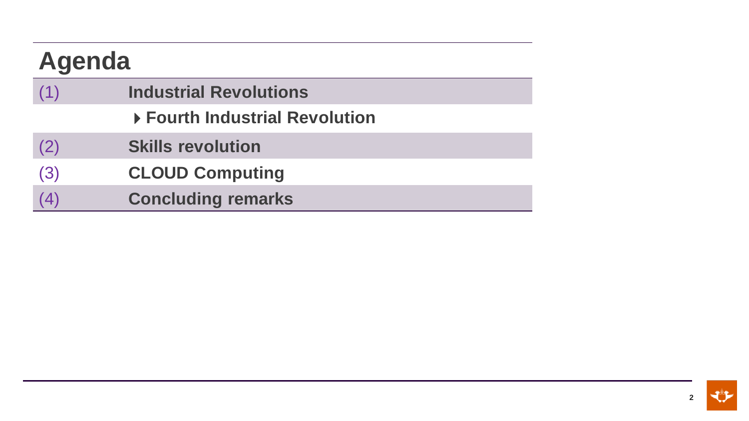# Agenda

| | |
|---|---|
| (1) | **Industrial Revolutions** |
| | ▶ **Fourth Industrial Revolution** |
| (2) | **Skills revolution** |
| (3) | **CLOUD Computing** |
| (4) | **Concluding remarks** |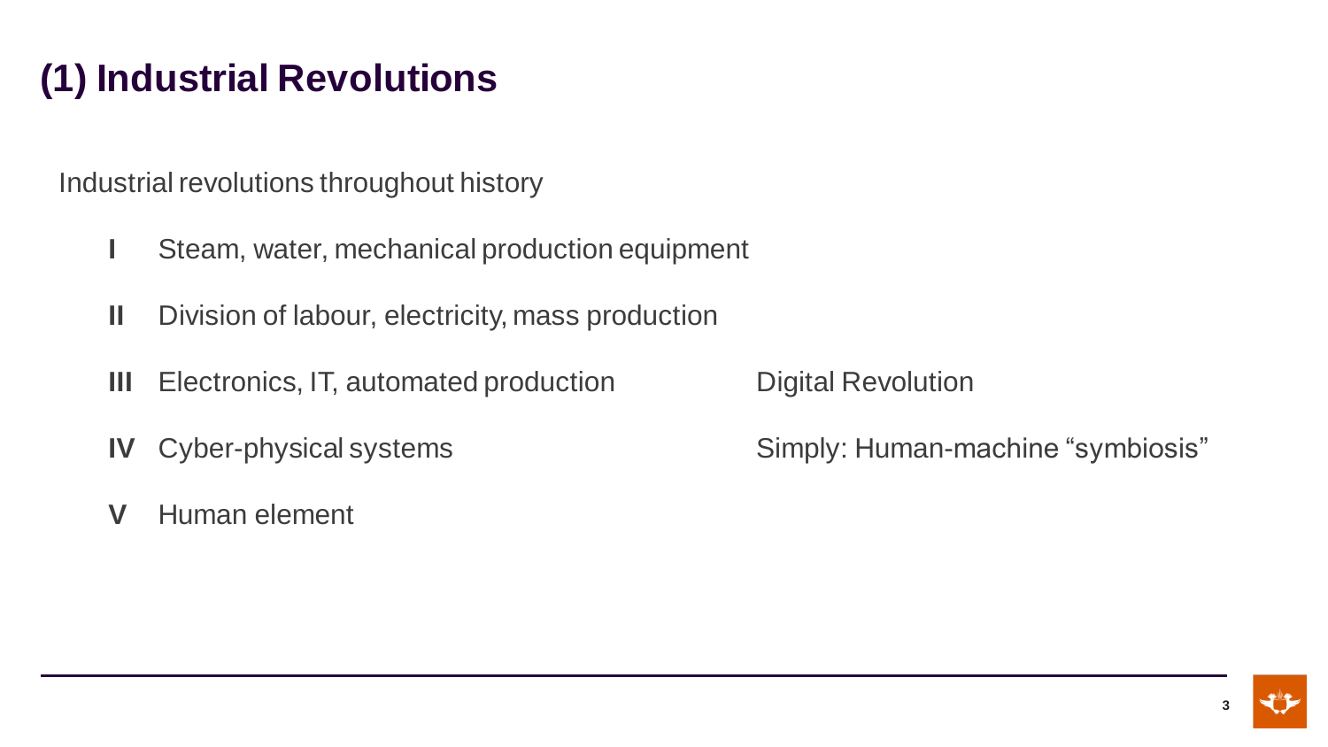# (1) Industrial Revolutions

Industrial revolutions throughout history

| | | |
|---|---|---|
| **I** | Steam, water, mechanical production equipment | |
| **II** | Division of labour, electricity, mass production | |
| **III** | Electronics, IT, automated production | Digital Revolution |
| **IV** | Cyber-physical systems | Simply: Human-machine "symbiosis" |
| **V** | Human element | |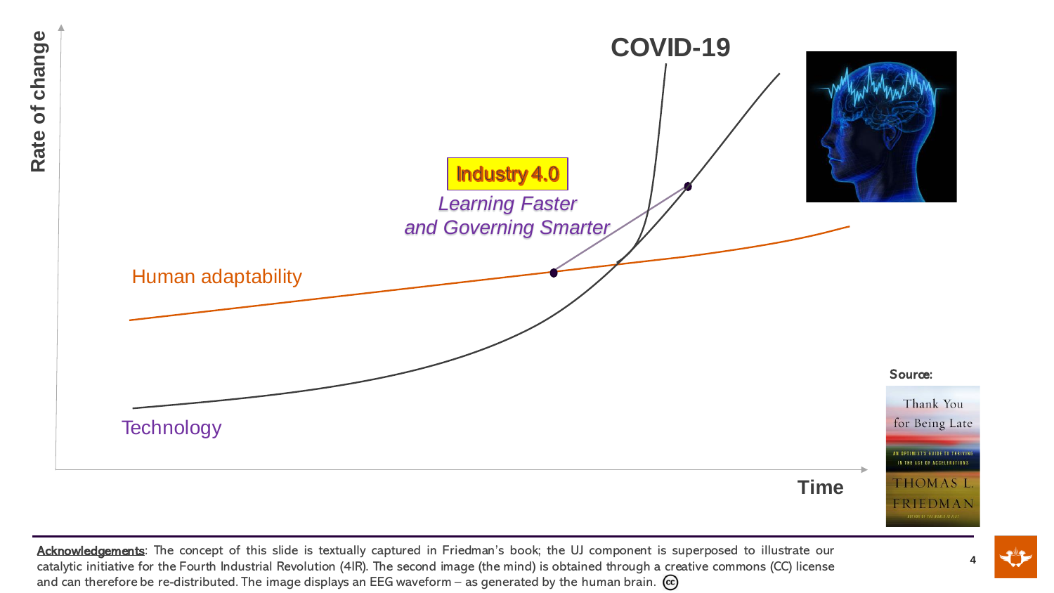Rate of change

COVID-19

Industry 4.0

*Learning Faster*
*and Governing Smarter*

Human adaptability

Technology

Time

Source:

Thank You for Being Late

AN OPTIMIST'S GUIDE TO THRIVING IN THE AGE OF ACCELERATIONS

THOMAS L. FRIEDMAN

---

<u>Acknowledgements</u>: The concept of this slide is textually captured in Friedman's book; the UJ component is superposed to illustrate our catalytic initiative for the Fourth Industrial Revolution (4IR). The second image (the mind) is obtained through a creative commons (CC) license and can therefore be re-distributed. The image displays an EEG waveform – as generated by the human brain.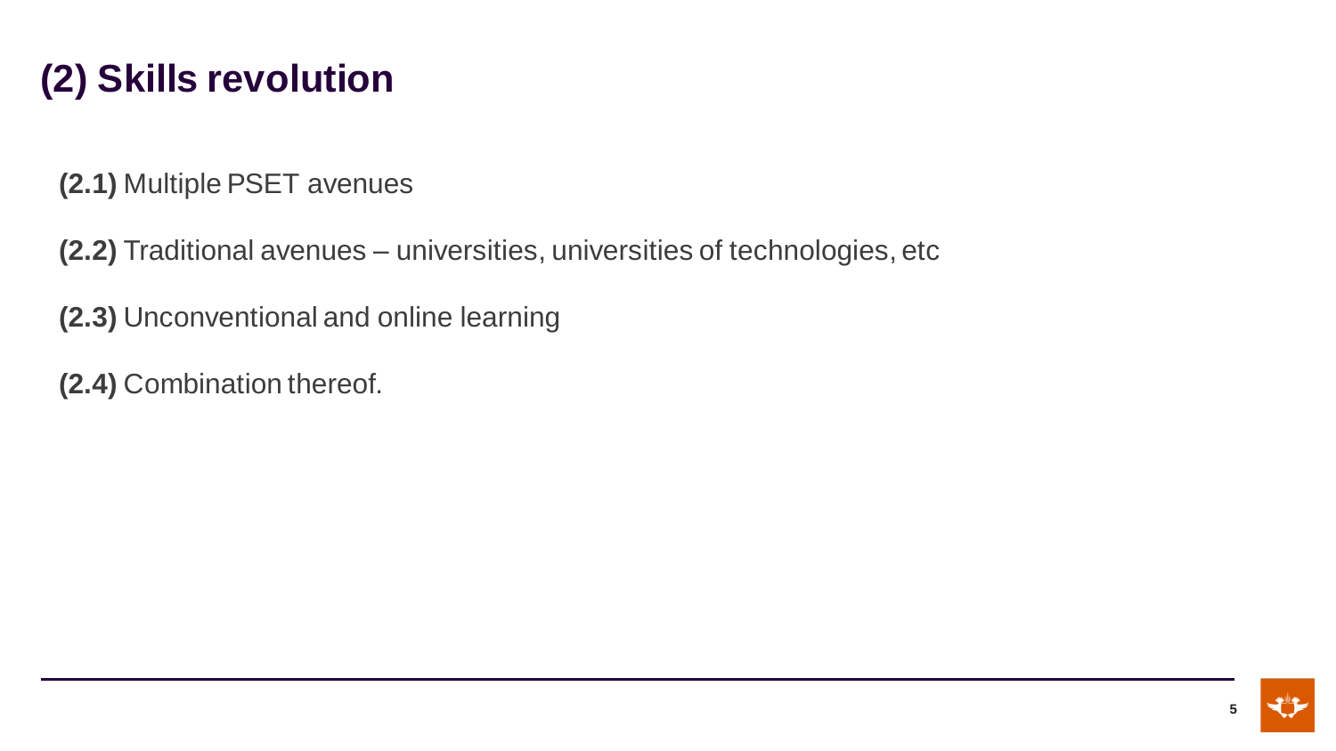# (2) Skills revolution

**(2.1)** Multiple PSET avenues

**(2.2)** Traditional avenues – universities, universities of technologies, etc

**(2.3)** Unconventional and online learning

**(2.4)** Combination thereof.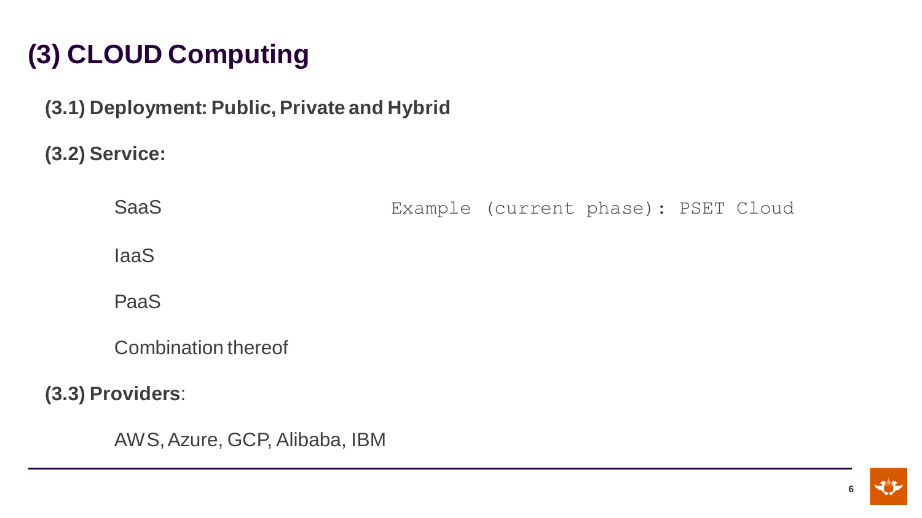# (3) CLOUD Computing

**(3.1) Deployment: Public, Private and Hybrid**

**(3.2) Service:**

SaaS — `Example (current phase): PSET Cloud`

IaaS

PaaS

Combination thereof

**(3.3) Providers**:

AWS, Azure, GCP, Alibaba, IBM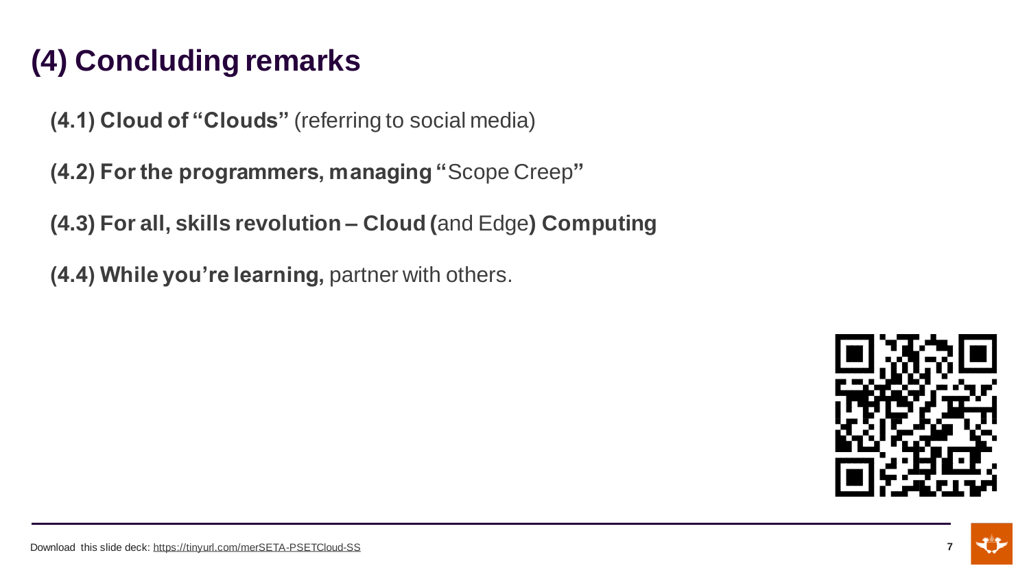# (4) Concluding remarks

**(4.1) Cloud of "Clouds"** (referring to social media)

**(4.2) For the programmers, managing "**Scope Creep**"**

**(4.3) For all, skills revolution – Cloud (**and Edge**) Computing**

**(4.4) While you're learning,** partner with others.

Download this slide deck: https://tinyurl.com/merSETA-PSETCloud-SS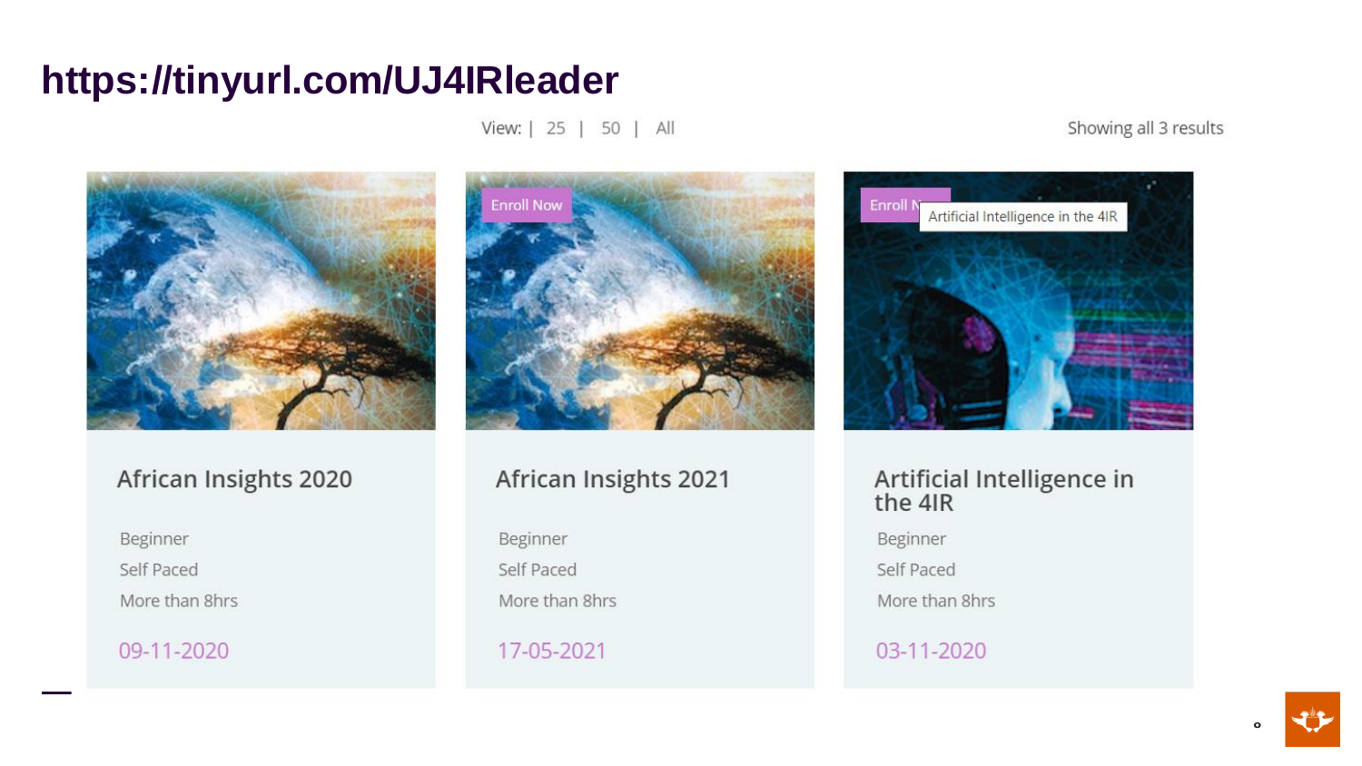# https://tinyurl.com/UJ4IRleader

View: | 25 | 50 | All

Showing all 3 results

Enroll Now

Enroll Now

Artificial Intelligence in the 4IR

### African Insights 2020

Beginner

Self Paced

More than 8hrs

09-11-2020

### African Insights 2021

Beginner

Self Paced

More than 8hrs

17-05-2021

### Artificial Intelligence in the 4IR

Beginner

Self Paced

More than 8hrs

03-11-2020